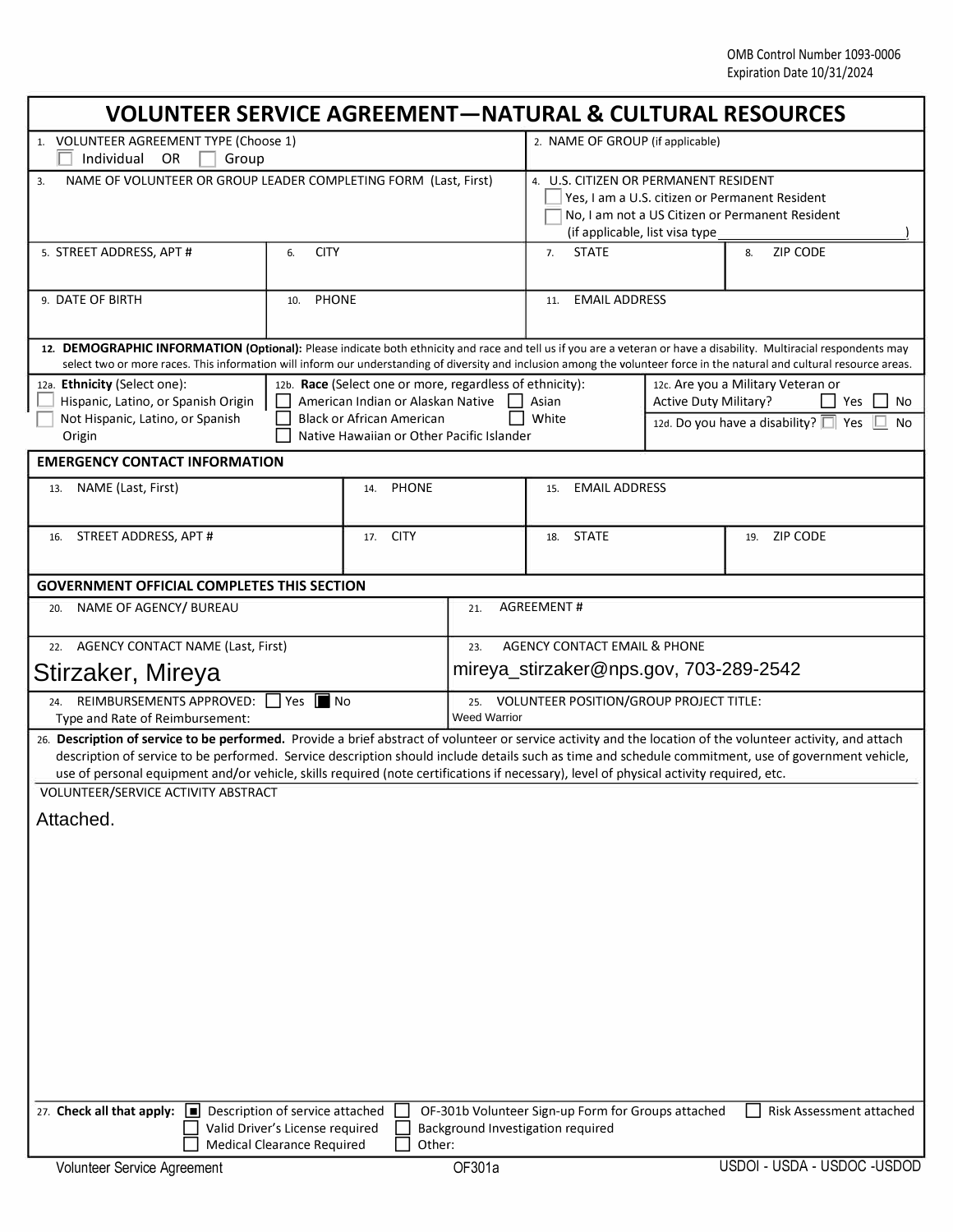OMB Control Number 1093-0006
Expiration Date 10/31/2024

# VOLUNTEER SERVICE AGREEMENT—NATURAL & CULTURAL RESOURCES

| | |
|---|---|
| 1. VOLUNTEER AGREEMENT TYPE (Choose 1) ☐ Individual OR ☐ Group | 2. NAME OF GROUP (if applicable) |
| 3. NAME OF VOLUNTEER OR GROUP LEADER COMPLETING FORM (Last, First) | 4. U.S. CITIZEN OR PERMANENT RESIDENT ☐ Yes, I am a U.S. citizen or Permanent Resident ☐ No, I am not a US Citizen or Permanent Resident (if applicable, list visa type ____________) |

| | | | |
|---|---|---|---|
| 5. STREET ADDRESS, APT # | 6. CITY | 7. STATE | 8. ZIP CODE |
| 9. DATE OF BIRTH | 10. PHONE | 11. EMAIL ADDRESS | |

**12. DEMOGRAPHIC INFORMATION (Optional):** Please indicate both ethnicity and race and tell us if you are a veteran or have a disability. Multiracial respondents may select two or more races. This information will inform our understanding of diversity and inclusion among the volunteer force in the natural and cultural resource areas.

| 12a. Ethnicity (Select one): | 12b. Race (Select one or more, regardless of ethnicity): | 12c. Are you a Military Veteran or Active Duty Military? |
|---|---|---|
| ☐ Hispanic, Latino, or Spanish Origin ☐ Not Hispanic, Latino, or Spanish Origin | ☐ American Indian or Alaskan Native ☐ Asian ☐ Black or African American ☐ White ☐ Native Hawaiian or Other Pacific Islander | ☐ Yes ☐ No 12d. Do you have a disability? ☐ Yes ☐ No |

## EMERGENCY CONTACT INFORMATION

| | | | |
|---|---|---|---|
| 13. NAME (Last, First) | 14. PHONE | 15. EMAIL ADDRESS | |
| 16. STREET ADDRESS, APT # | 17. CITY | 18. STATE | 19. ZIP CODE |

## GOVERNMENT OFFICIAL COMPLETES THIS SECTION

| | |
|---|---|
| 20. NAME OF AGENCY/ BUREAU | 21. AGREEMENT # |
| 22. AGENCY CONTACT NAME (Last, First) Stirzaker, Mireya | 23. AGENCY CONTACT EMAIL & PHONE mireya_stirzaker@nps.gov, 703-289-2542 |
| 24. REIMBURSEMENTS APPROVED: ☐ Yes ■ No Type and Rate of Reimbursement: | 25. VOLUNTEER POSITION/GROUP PROJECT TITLE: Weed Warrior |

26. **Description of service to be performed.** Provide a brief abstract of volunteer or service activity and the location of the volunteer activity, and attach description of service to be performed. Service description should include details such as time and schedule commitment, use of government vehicle, use of personal equipment and/or vehicle, skills required (note certifications if necessary), level of physical activity required, etc.

VOLUNTEER/SERVICE ACTIVITY ABSTRACT

Attached.

27. **Check all that apply:**
- ■ Description of service attached
- ☐ OF-301b Volunteer Sign-up Form for Groups attached
- ☐ Risk Assessment attached
- ☐ Valid Driver's License required
- ☐ Background Investigation required
- ☐ Medical Clearance Required
- ☐ Other:

Volunteer Service Agreement OF301a USDOI - USDA - USDOC -USDOD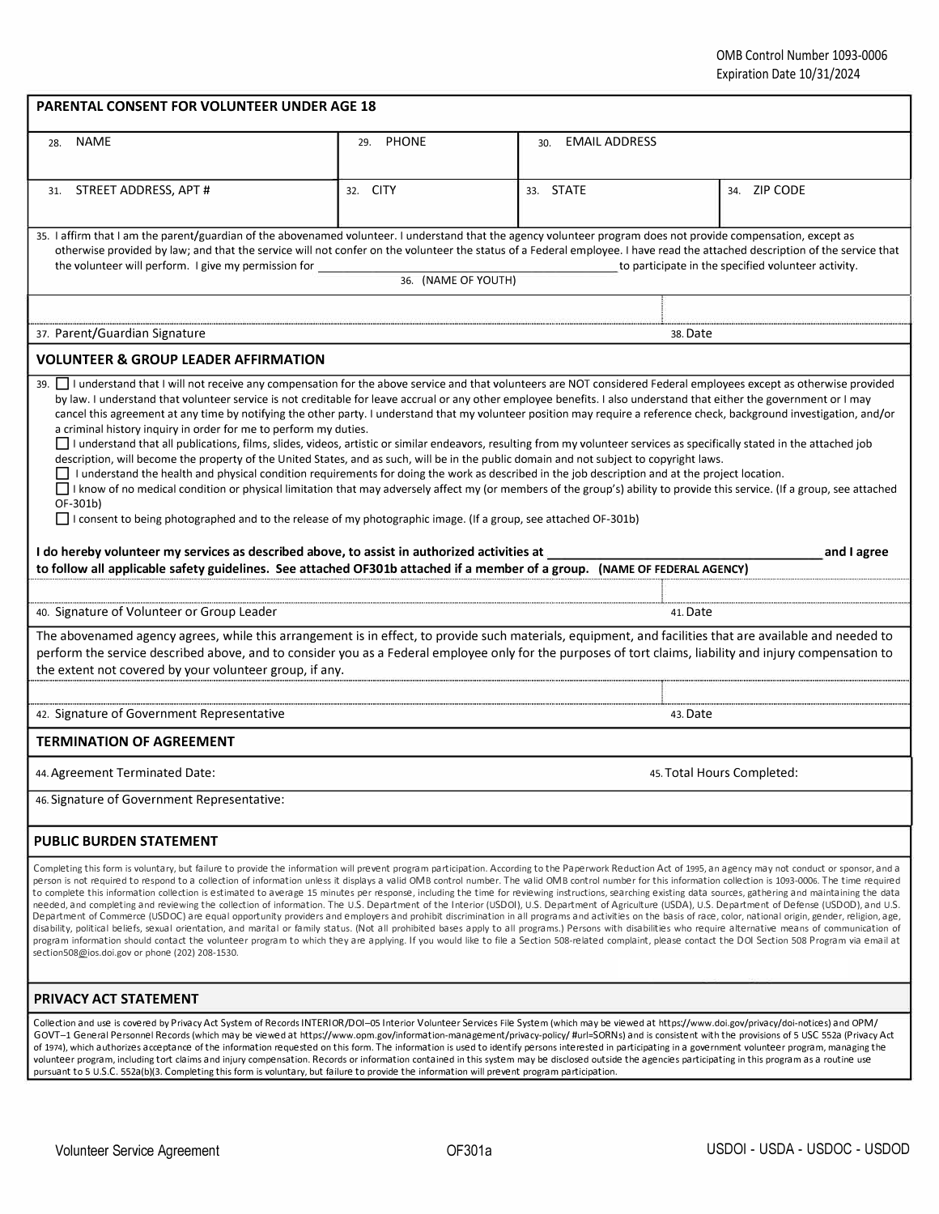OMB Control Number 1093-0006
Expiration Date 10/31/2024

## PARENTAL CONSENT FOR VOLUNTEER UNDER AGE 18

| 28. NAME | 29. PHONE | 30. EMAIL ADDRESS | |
|---|---|---|---|
| 31. STREET ADDRESS, APT # | 32. CITY | 33. STATE | 34. ZIP CODE |

35. I affirm that I am the parent/guardian of the abovenamed volunteer. I understand that the agency volunteer program does not provide compensation, except as otherwise provided by law; and that the service will not confer on the volunteer the status of a Federal employee. I have read the attached description of the service that the volunteer will perform. I give my permission for ______________________________ to participate in the specified volunteer activity.
36. (NAME OF YOUTH)

37. Parent/Guardian Signature 38. Date

## VOLUNTEER & GROUP LEADER AFFIRMATION

39. ☐ I understand that I will not receive any compensation for the above service and that volunteers are NOT considered Federal employees except as otherwise provided by law. I understand that volunteer service is not creditable for leave accrual or any other employee benefits. I also understand that either the government or I may cancel this agreement at any time by notifying the other party. I understand that my volunteer position may require a reference check, background investigation, and/or a criminal history inquiry in order for me to perform my duties.

☐ I understand that all publications, films, slides, videos, artistic or similar endeavors, resulting from my volunteer services as specifically stated in the attached job description, will become the property of the United States, and as such, will be in the public domain and not subject to copyright laws.

☐ I understand the health and physical condition requirements for doing the work as described in the job description and at the project location.

☐ I know of no medical condition or physical limitation that may adversely affect my (or members of the group's) ability to provide this service. (If a group, see attached OF-301b)

☐ I consent to being photographed and to the release of my photographic image. (If a group, see attached OF-301b)

**I do hereby volunteer my services as described above, to assist in authorized activities at ______________________________ and I agree to follow all applicable safety guidelines. See attached OF301b attached if a member of a group.** (NAME OF FEDERAL AGENCY)

40. Signature of Volunteer or Group Leader 41. Date

The abovenamed agency agrees, while this arrangement is in effect, to provide such materials, equipment, and facilities that are available and needed to perform the service described above, and to consider you as a Federal employee only for the purposes of tort claims, liability and injury compensation to the extent not covered by your volunteer group, if any.

42. Signature of Government Representative 43. Date

## TERMINATION OF AGREEMENT

44. Agreement Terminated Date: 45. Total Hours Completed:

46. Signature of Government Representative:

## PUBLIC BURDEN STATEMENT

Completing this form is voluntary, but failure to provide the information will prevent program participation. According to the Paperwork Reduction Act of 1995, an agency may not conduct or sponsor, and a person is not required to respond to a collection of information unless it displays a valid OMB control number. The valid OMB control number for this information collection is 1093-0006. The time required to complete this information collection is estimated to average 15 minutes per response, including the time for reviewing instructions, searching existing data sources, gathering and maintaining the data needed, and completing and reviewing the collection of information. The U.S. Department of the Interior (USDOI), U.S. Department of Agriculture (USDA), U.S. Department of Defense (USDOD), and U.S. Department of Commerce (USDOC) are equal opportunity providers and employers and prohibit discrimination in all programs and activities on the basis of race, color, national origin, gender, religion, age, disability, political beliefs, sexual orientation, and marital or family status. (Not all prohibited bases apply to all programs.) Persons with disabilities who require alternative means of communication of program information should contact the volunteer program to which they are applying. If you would like to file a Section 508-related complaint, please contact the DOI Section 508 Program via email at section508@ios.doi.gov or phone (202) 208-1530.

## PRIVACY ACT STATEMENT

Collection and use is covered by Privacy Act System of Records INTERIOR/DOI–05 Interior Volunteer Services File System (which may be viewed at https://www.doi.gov/privacy/doi-notices) and OPM/GOVT–1 General Personnel Records (which may be viewed at https://www.opm.gov/information-management/privacy-policy/ #url=SORNs) and is consistent with the provisions of 5 USC 552a (Privacy Act of 1974), which authorizes acceptance of the information requested on this form. The information is used to identify persons interested in participating in a government volunteer program, managing the volunteer program, including tort claims and injury compensation. Records or information contained in this system may be disclosed outside the agencies participating in this program as a routine use pursuant to 5 U.S.C. 552a(b)(3. Completing this form is voluntary, but failure to provide the information will prevent program participation.

Volunteer Service Agreement OF301a USDOI - USDA - USDOC - USDOD